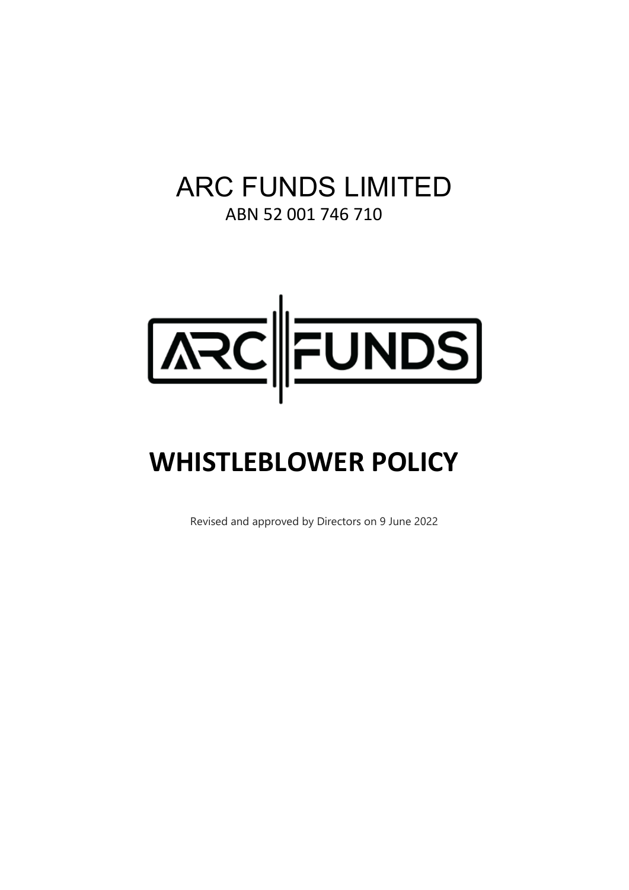# ARC FUNDS LIMITED

ABN 52 001 746 710

ARC FUNDS

# WHISTLEBLOWER POLICY

Revised and approved by Directors on 9 June 2022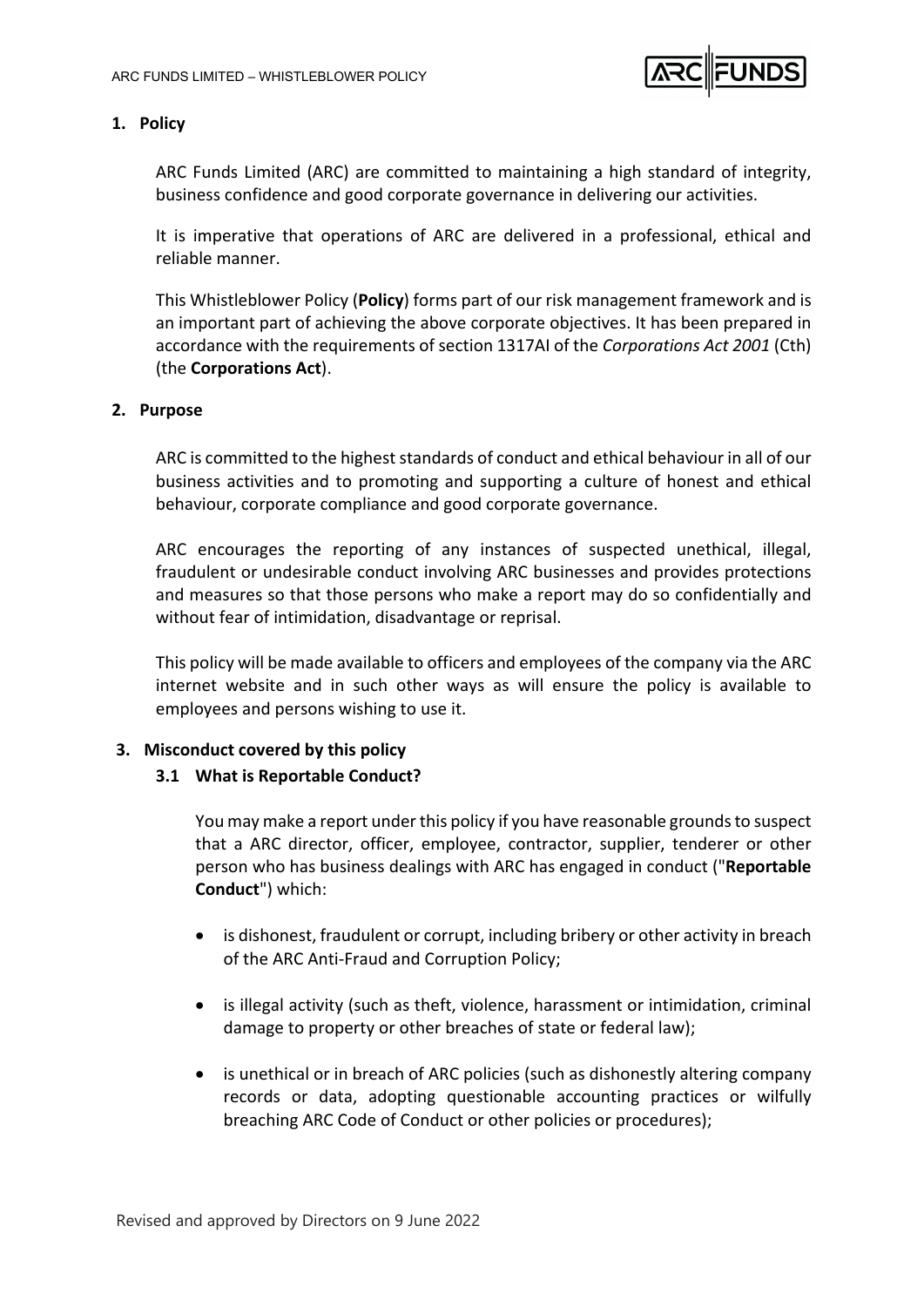## 1. Policy

ARC Funds Limited (ARC) are committed to maintaining a high standard of integrity, business confidence and good corporate governance in delivering our activities.

It is imperative that operations of ARC are delivered in a professional, ethical and reliable manner.

This Whistleblower Policy (**Policy**) forms part of our risk management framework and is an important part of achieving the above corporate objectives. It has been prepared in accordance with the requirements of section 1317AI of the *Corporations Act 2001* (Cth) (the **Corporations Act**).

## 2. Purpose

ARC is committed to the highest standards of conduct and ethical behaviour in all of our business activities and to promoting and supporting a culture of honest and ethical behaviour, corporate compliance and good corporate governance.

ARC encourages the reporting of any instances of suspected unethical, illegal, fraudulent or undesirable conduct involving ARC businesses and provides protections and measures so that those persons who make a report may do so confidentially and without fear of intimidation, disadvantage or reprisal.

This policy will be made available to officers and employees of the company via the ARC internet website and in such other ways as will ensure the policy is available to employees and persons wishing to use it.

## 3. Misconduct covered by this policy

### 3.1 What is Reportable Conduct?

You may make a report under this policy if you have reasonable grounds to suspect that a ARC director, officer, employee, contractor, supplier, tenderer or other person who has business dealings with ARC has engaged in conduct ("**Reportable Conduct**") which:

- is dishonest, fraudulent or corrupt, including bribery or other activity in breach of the ARC Anti-Fraud and Corruption Policy;
- is illegal activity (such as theft, violence, harassment or intimidation, criminal damage to property or other breaches of state or federal law);
- is unethical or in breach of ARC policies (such as dishonestly altering company records or data, adopting questionable accounting practices or wilfully breaching ARC Code of Conduct or other policies or procedures);

Revised and approved by Directors on 9 June 2022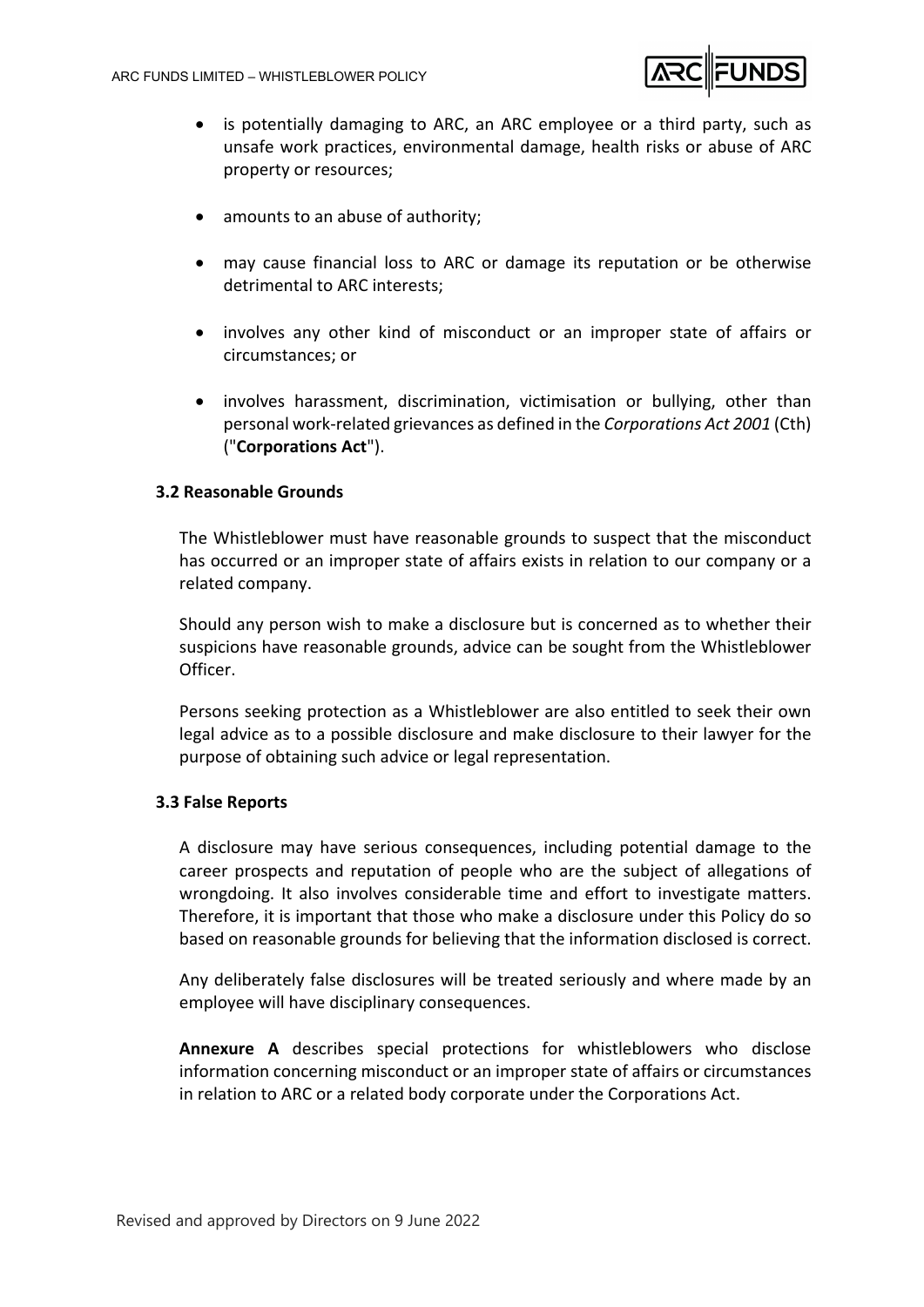- is potentially damaging to ARC, an ARC employee or a third party, such as unsafe work practices, environmental damage, health risks or abuse of ARC property or resources;
- amounts to an abuse of authority;
- may cause financial loss to ARC or damage its reputation or be otherwise detrimental to ARC interests;
- involves any other kind of misconduct or an improper state of affairs or circumstances; or
- involves harassment, discrimination, victimisation or bullying, other than personal work-related grievances as defined in the *Corporations Act 2001* (Cth) ("**Corporations Act**").

### 3.2 Reasonable Grounds

The Whistleblower must have reasonable grounds to suspect that the misconduct has occurred or an improper state of affairs exists in relation to our company or a related company.

Should any person wish to make a disclosure but is concerned as to whether their suspicions have reasonable grounds, advice can be sought from the Whistleblower Officer.

Persons seeking protection as a Whistleblower are also entitled to seek their own legal advice as to a possible disclosure and make disclosure to their lawyer for the purpose of obtaining such advice or legal representation.

### 3.3 False Reports

A disclosure may have serious consequences, including potential damage to the career prospects and reputation of people who are the subject of allegations of wrongdoing. It also involves considerable time and effort to investigate matters. Therefore, it is important that those who make a disclosure under this Policy do so based on reasonable grounds for believing that the information disclosed is correct.

Any deliberately false disclosures will be treated seriously and where made by an employee will have disciplinary consequences.

**Annexure A** describes special protections for whistleblowers who disclose information concerning misconduct or an improper state of affairs or circumstances in relation to ARC or a related body corporate under the Corporations Act.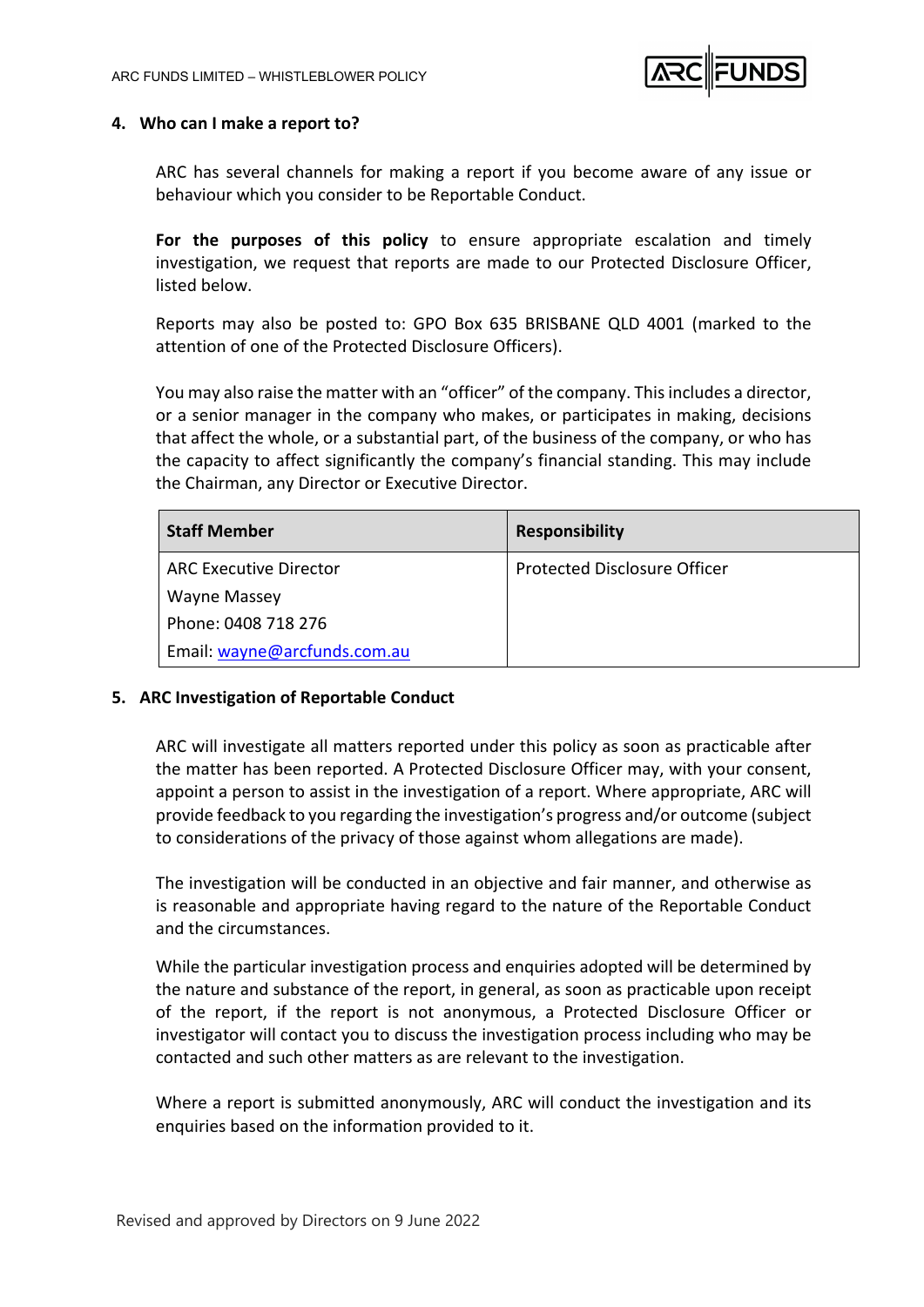## 4. Who can I make a report to?

ARC has several channels for making a report if you become aware of any issue or behaviour which you consider to be Reportable Conduct.

**For the purposes of this policy** to ensure appropriate escalation and timely investigation, we request that reports are made to our Protected Disclosure Officer, listed below.

Reports may also be posted to: GPO Box 635 BRISBANE QLD 4001 (marked to the attention of one of the Protected Disclosure Officers).

You may also raise the matter with an "officer" of the company. This includes a director, or a senior manager in the company who makes, or participates in making, decisions that affect the whole, or a substantial part, of the business of the company, or who has the capacity to affect significantly the company's financial standing. This may include the Chairman, any Director or Executive Director.

| Staff Member | Responsibility |
|---|---|
| ARC Executive Director<br>Wayne Massey<br>Phone: 0408 718 276<br>Email: wayne@arcfunds.com.au | Protected Disclosure Officer |

## 5. ARC Investigation of Reportable Conduct

ARC will investigate all matters reported under this policy as soon as practicable after the matter has been reported. A Protected Disclosure Officer may, with your consent, appoint a person to assist in the investigation of a report. Where appropriate, ARC will provide feedback to you regarding the investigation's progress and/or outcome (subject to considerations of the privacy of those against whom allegations are made).

The investigation will be conducted in an objective and fair manner, and otherwise as is reasonable and appropriate having regard to the nature of the Reportable Conduct and the circumstances.

While the particular investigation process and enquiries adopted will be determined by the nature and substance of the report, in general, as soon as practicable upon receipt of the report, if the report is not anonymous, a Protected Disclosure Officer or investigator will contact you to discuss the investigation process including who may be contacted and such other matters as are relevant to the investigation.

Where a report is submitted anonymously, ARC will conduct the investigation and its enquiries based on the information provided to it.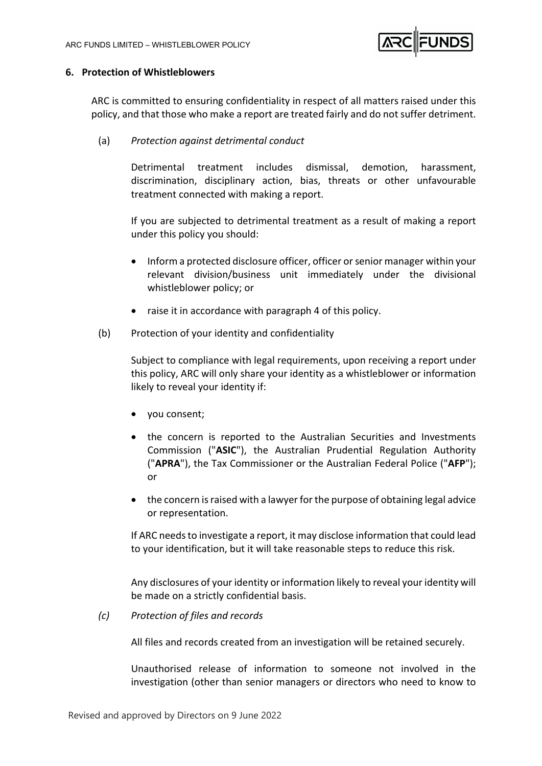## 6. Protection of Whistleblowers

ARC is committed to ensuring confidentiality in respect of all matters raised under this policy, and that those who make a report are treated fairly and do not suffer detriment.

(a) *Protection against detrimental conduct*

Detrimental treatment includes dismissal, demotion, harassment, discrimination, disciplinary action, bias, threats or other unfavourable treatment connected with making a report.

If you are subjected to detrimental treatment as a result of making a report under this policy you should:

- Inform a protected disclosure officer, officer or senior manager within your relevant division/business unit immediately under the divisional whistleblower policy; or
- raise it in accordance with paragraph 4 of this policy.

(b) Protection of your identity and confidentiality

Subject to compliance with legal requirements, upon receiving a report under this policy, ARC will only share your identity as a whistleblower or information likely to reveal your identity if:

- you consent;
- the concern is reported to the Australian Securities and Investments Commission ("**ASIC**"), the Australian Prudential Regulation Authority ("**APRA**"), the Tax Commissioner or the Australian Federal Police ("**AFP**"); or
- the concern is raised with a lawyer for the purpose of obtaining legal advice or representation.

If ARC needs to investigate a report, it may disclose information that could lead to your identification, but it will take reasonable steps to reduce this risk.

Any disclosures of your identity or information likely to reveal your identity will be made on a strictly confidential basis.

*(c) Protection of files and records*

All files and records created from an investigation will be retained securely.

Unauthorised release of information to someone not involved in the investigation (other than senior managers or directors who need to know to

Revised and approved by Directors on 9 June 2022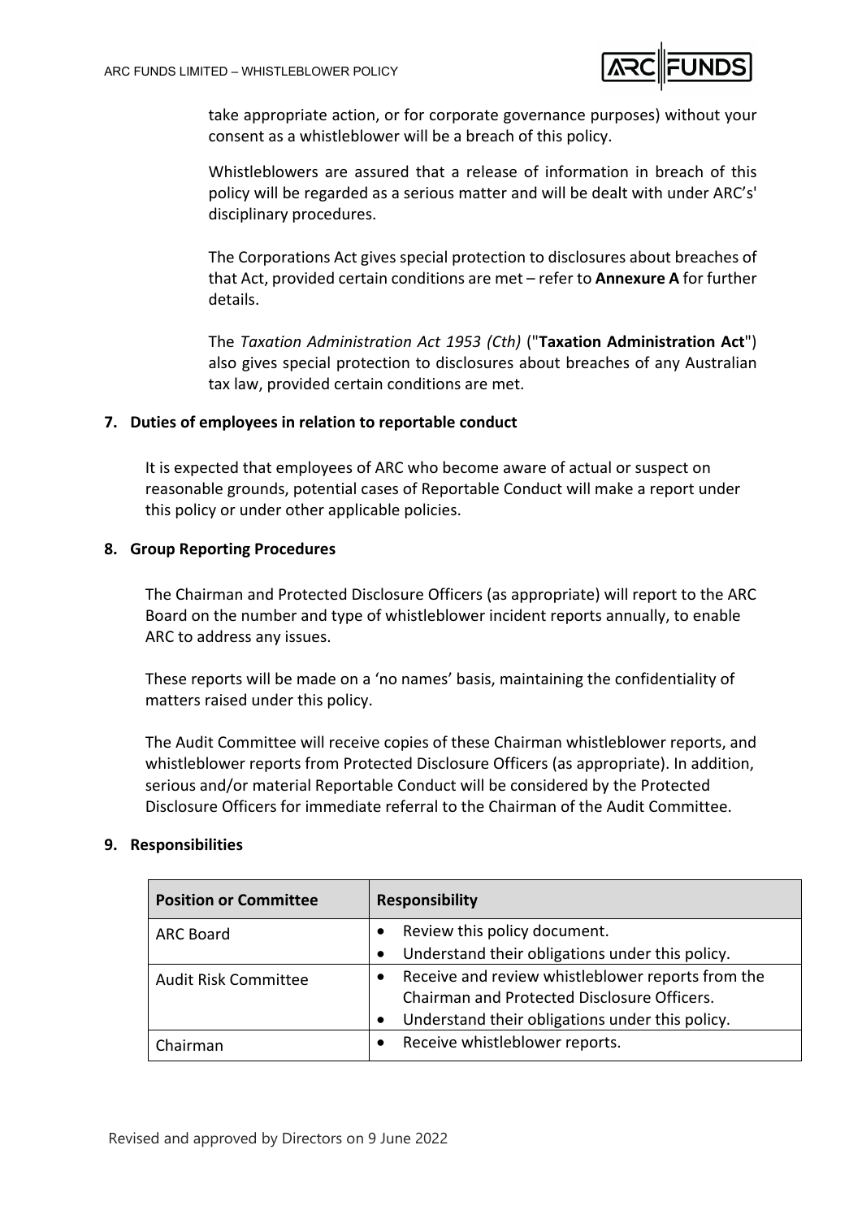take appropriate action, or for corporate governance purposes) without your consent as a whistleblower will be a breach of this policy.

Whistleblowers are assured that a release of information in breach of this policy will be regarded as a serious matter and will be dealt with under ARC's' disciplinary procedures.

The Corporations Act gives special protection to disclosures about breaches of that Act, provided certain conditions are met – refer to **Annexure A** for further details.

The *Taxation Administration Act 1953 (Cth)* ("**Taxation Administration Act**") also gives special protection to disclosures about breaches of any Australian tax law, provided certain conditions are met.

## 7. Duties of employees in relation to reportable conduct

It is expected that employees of ARC who become aware of actual or suspect on reasonable grounds, potential cases of Reportable Conduct will make a report under this policy or under other applicable policies.

## 8. Group Reporting Procedures

The Chairman and Protected Disclosure Officers (as appropriate) will report to the ARC Board on the number and type of whistleblower incident reports annually, to enable ARC to address any issues.

These reports will be made on a 'no names' basis, maintaining the confidentiality of matters raised under this policy.

The Audit Committee will receive copies of these Chairman whistleblower reports, and whistleblower reports from Protected Disclosure Officers (as appropriate). In addition, serious and/or material Reportable Conduct will be considered by the Protected Disclosure Officers for immediate referral to the Chairman of the Audit Committee.

## 9. Responsibilities

| Position or Committee | Responsibility |
|---|---|
| ARC Board | • Review this policy document.<br>• Understand their obligations under this policy. |
| Audit Risk Committee | • Receive and review whistleblower reports from the Chairman and Protected Disclosure Officers.<br>• Understand their obligations under this policy. |
| Chairman | • Receive whistleblower reports. |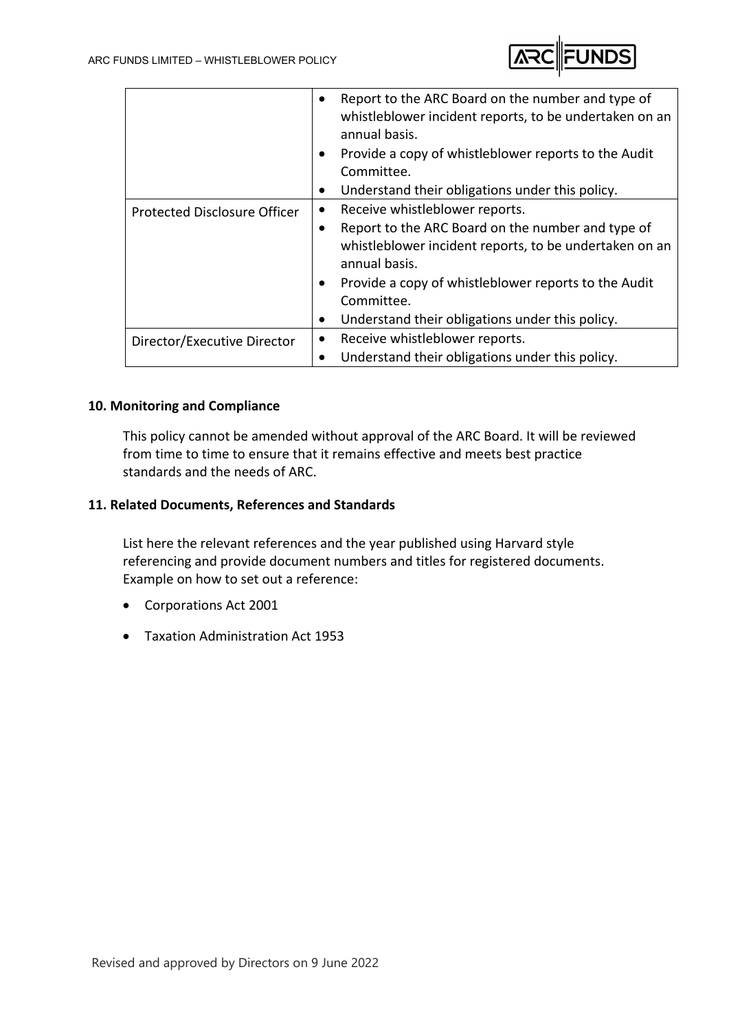| | |
|---|---|
| | • Report to the ARC Board on the number and type of whistleblower incident reports, to be undertaken on an annual basis.<br>• Provide a copy of whistleblower reports to the Audit Committee.<br>• Understand their obligations under this policy. |
| Protected Disclosure Officer | • Receive whistleblower reports.<br>• Report to the ARC Board on the number and type of whistleblower incident reports, to be undertaken on an annual basis.<br>• Provide a copy of whistleblower reports to the Audit Committee.<br>• Understand their obligations under this policy. |
| Director/Executive Director | • Receive whistleblower reports.<br>• Understand their obligations under this policy. |

**10. Monitoring and Compliance**

This policy cannot be amended without approval of the ARC Board. It will be reviewed from time to time to ensure that it remains effective and meets best practice standards and the needs of ARC.

**11. Related Documents, References and Standards**

List here the relevant references and the year published using Harvard style referencing and provide document numbers and titles for registered documents. Example on how to set out a reference:

- Corporations Act 2001
- Taxation Administration Act 1953

Revised and approved by Directors on 9 June 2022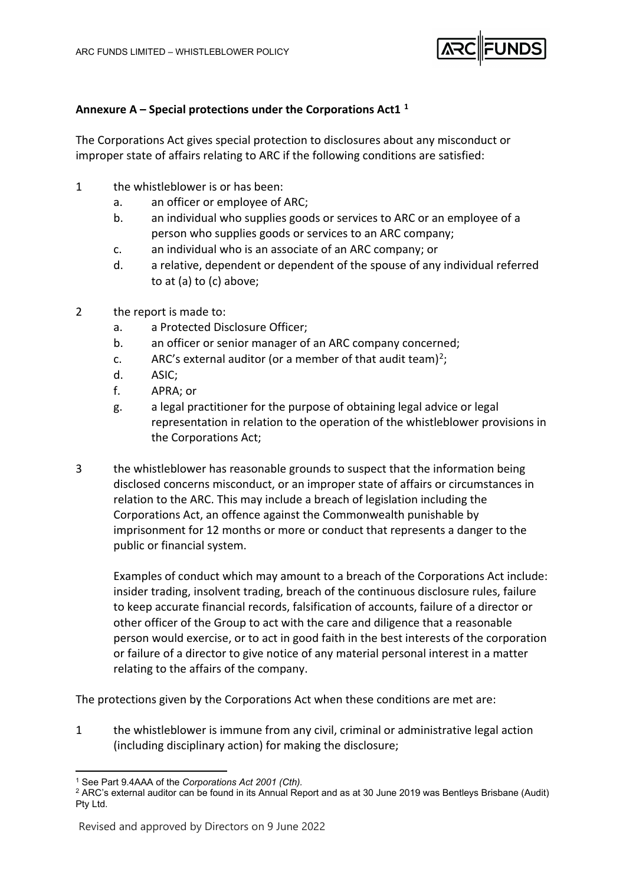## Annexure A – Special protections under the Corporations Act1 [1]

The Corporations Act gives special protection to disclosures about any misconduct or improper state of affairs relating to ARC if the following conditions are satisfied:

1 the whistleblower is or has been:
   a. an officer or employee of ARC;
   b. an individual who supplies goods or services to ARC or an employee of a person who supplies goods or services to an ARC company;
   c. an individual who is an associate of an ARC company; or
   d. a relative, dependent or dependent of the spouse of any individual referred to at (a) to (c) above;

2 the report is made to:
   a. a Protected Disclosure Officer;
   b. an officer or senior manager of an ARC company concerned;
   c. ARC's external auditor (or a member of that audit team)[2];
   d. ASIC;
   f. APRA; or
   g. a legal practitioner for the purpose of obtaining legal advice or legal representation in relation to the operation of the whistleblower provisions in the Corporations Act;

3 the whistleblower has reasonable grounds to suspect that the information being disclosed concerns misconduct, or an improper state of affairs or circumstances in relation to the ARC. This may include a breach of legislation including the Corporations Act, an offence against the Commonwealth punishable by imprisonment for 12 months or more or conduct that represents a danger to the public or financial system.

   Examples of conduct which may amount to a breach of the Corporations Act include: insider trading, insolvent trading, breach of the continuous disclosure rules, failure to keep accurate financial records, falsification of accounts, failure of a director or other officer of the Group to act with the care and diligence that a reasonable person would exercise, or to act in good faith in the best interests of the corporation or failure of a director to give notice of any material personal interest in a matter relating to the affairs of the company.

The protections given by the Corporations Act when these conditions are met are:

1 the whistleblower is immune from any civil, criminal or administrative legal action (including disciplinary action) for making the disclosure;

---

[1] See Part 9.4AAA of the *Corporations Act 2001 (Cth)*.

[2] ARC's external auditor can be found in its Annual Report and as at 30 June 2019 was Bentleys Brisbane (Audit) Pty Ltd.

Revised and approved by Directors on 9 June 2022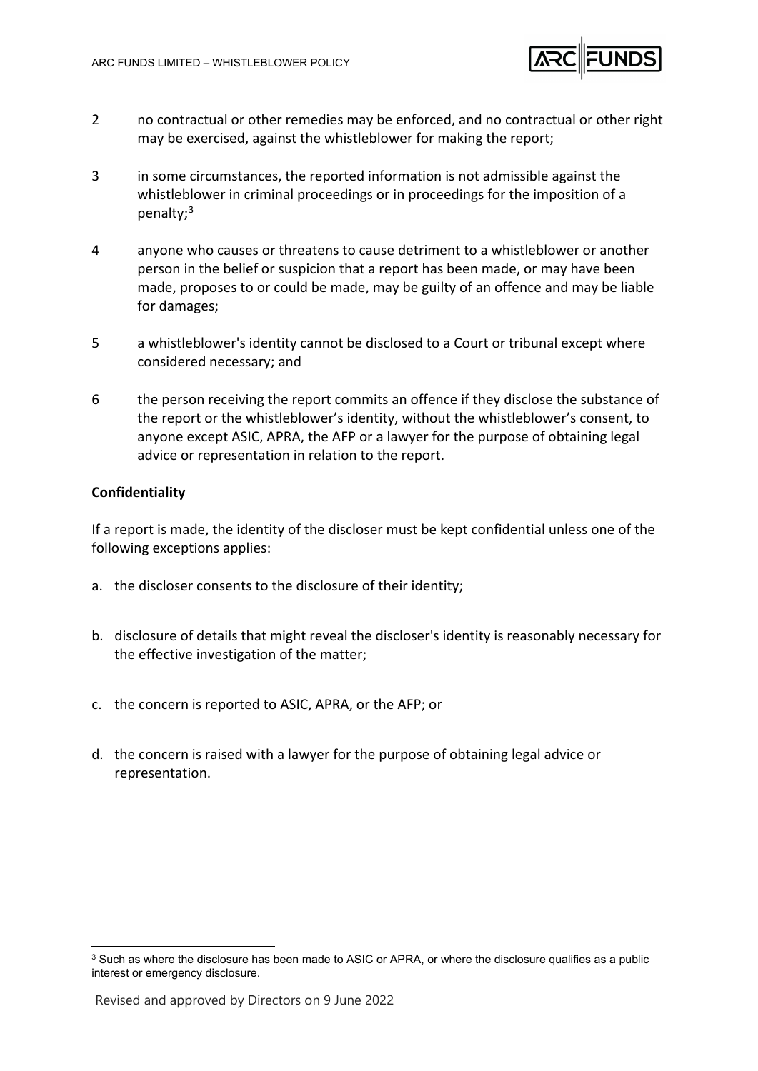2 no contractual or other remedies may be enforced, and no contractual or other right may be exercised, against the whistleblower for making the report;

3 in some circumstances, the reported information is not admissible against the whistleblower in criminal proceedings or in proceedings for the imposition of a penalty;[3]

4 anyone who causes or threatens to cause detriment to a whistleblower or another person in the belief or suspicion that a report has been made, or may have been made, proposes to or could be made, may be guilty of an offence and may be liable for damages;

5 a whistleblower's identity cannot be disclosed to a Court or tribunal except where considered necessary; and

6 the person receiving the report commits an offence if they disclose the substance of the report or the whistleblower's identity, without the whistleblower's consent, to anyone except ASIC, APRA, the AFP or a lawyer for the purpose of obtaining legal advice or representation in relation to the report.

**Confidentiality**

If a report is made, the identity of the discloser must be kept confidential unless one of the following exceptions applies:

a. the discloser consents to the disclosure of their identity;

b. disclosure of details that might reveal the discloser's identity is reasonably necessary for the effective investigation of the matter;

c. the concern is reported to ASIC, APRA, or the AFP; or

d. the concern is raised with a lawyer for the purpose of obtaining legal advice or representation.

[3] Such as where the disclosure has been made to ASIC or APRA, or where the disclosure qualifies as a public interest or emergency disclosure.

Revised and approved by Directors on 9 June 2022